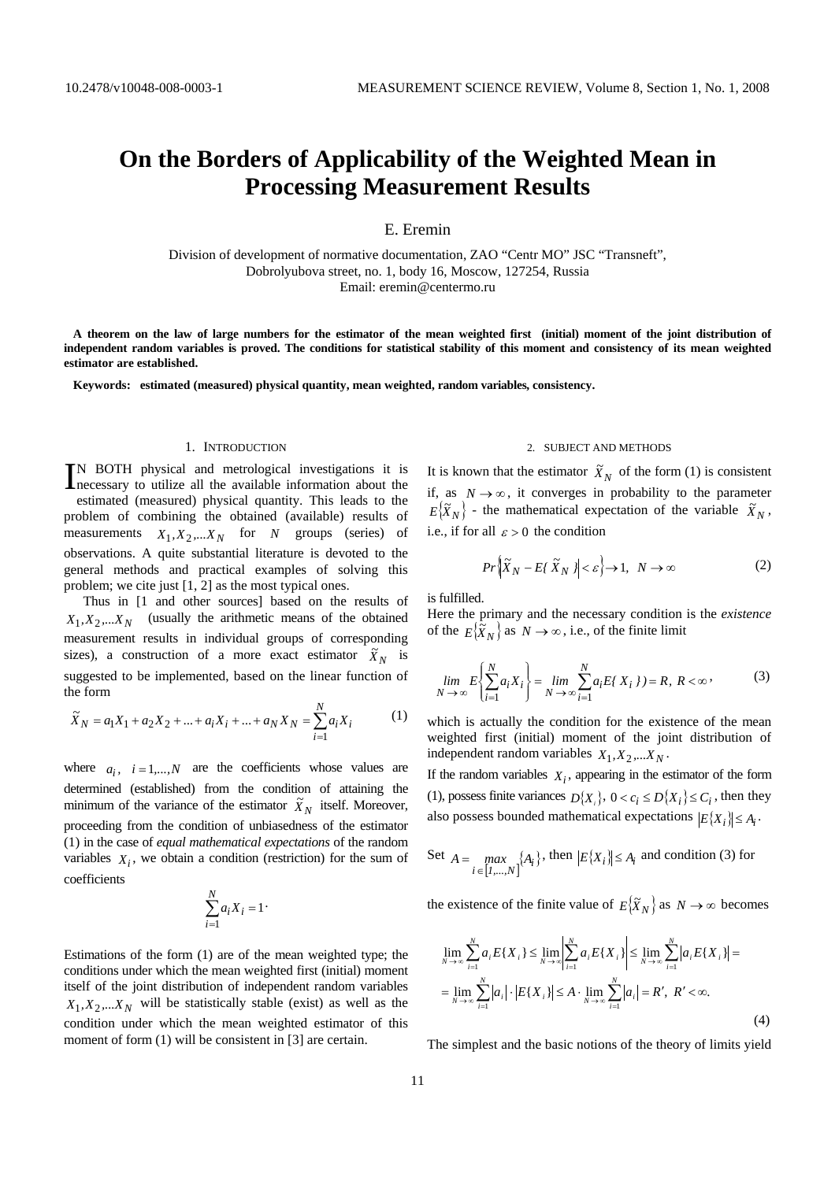# On the Borders of Applicability of the Weighted Mean in Processing Measurement Results

E. Eremin

Division of development of normative documentation, ZAO "Centr MO" JSC "Transneft",
Dobrolyubova street, no. 1, body 16, Moscow, 127254, Russia
Email: eremin@centermo.ru

**A theorem on the law of large numbers for the estimator of the mean weighted first (initial) moment of the joint distribution of independent random variables is proved. The conditions for statistical stability of this moment and consistency of its mean weighted estimator are established.**

**Keywords: estimated (measured) physical quantity, mean weighted, random variables, consistency.**

## 1. Introduction

IN BOTH physical and metrological investigations it is necessary to utilize all the available information about the estimated (measured) physical quantity. This leads to the problem of combining the obtained (available) results of measurements $X_1, X_2,...X_N$ for $N$ groups (series) of observations. A quite substantial literature is devoted to the general methods and practical examples of solving this problem; we cite just [1, 2] as the most typical ones.

Thus in [1 and other sources] based on the results of $X_1, X_2,...X_N$ (usually the arithmetic means of the obtained measurement results in individual groups of corresponding sizes), a construction of a more exact estimator $\tilde{X}_N$ is suggested to be implemented, based on the linear function of the form

$$\tilde{X}_N = a_1X_1 + a_2X_2 + ... + a_iX_i + ... + a_NX_N = \sum_{i=1}^{N} a_iX_i \tag{1}$$

where $a_i$, $i = 1,...,N$ are the coefficients whose values are determined (established) from the condition of attaining the minimum of the variance of the estimator $\tilde{X}_N$ itself. Moreover, proceeding from the condition of unbiasedness of the estimator (1) in the case of *equal mathematical expectations* of the random variables $X_i$, we obtain a condition (restriction) for the sum of coefficients

$$\sum_{i=1}^{N} a_iX_i = 1.$$

Estimations of the form (1) are of the mean weighted type; the conditions under which the mean weighted first (initial) moment itself of the joint distribution of independent random variables $X_1, X_2,...X_N$ will be statistically stable (exist) as well as the condition under which the mean weighted estimator of this moment of form (1) will be consistent in [3] are certain.

## 2. Subject and Methods

It is known that the estimator $\tilde{X}_N$ of the form (1) is consistent if, as $N \to \infty$, it converges in probability to the parameter $E\{\tilde{X}_N\}$ - the mathematical expectation of the variable $\tilde{X}_N$, i.e., if for all $\varepsilon > 0$ the condition

$$Pr\left\{\left|\tilde{X}_N - E\{\tilde{X}_N\}\right| < \varepsilon\right\} \to 1, \quad N \to \infty \tag{2}$$

is fulfilled.

Here the primary and the necessary condition is the *existence* of the $E\{\tilde{X}_N\}$ as $N \to \infty$, i.e., of the finite limit

$$\lim_{N \to \infty} E\left\{\sum_{i=1}^{N} a_iX_i\right\} = \lim_{N \to \infty} \sum_{i=1}^{N} a_iE\{X_i\}) = R, \ R < \infty, \tag{3}$$

which is actually the condition for the existence of the mean weighted first (initial) moment of the joint distribution of independent random variables $X_1, X_2,...X_N$.

If the random variables $X_i$, appearing in the estimator of the form (1), possess finite variances $D\{X_i\}$, $0 < c_i \le D\{X_i\} \le C_i$, then they also possess bounded mathematical expectations $|E\{X_i\}| \le A_i$.

Set $A = \max_{i \in [1,...,N]} \{A_i\}$, then $|E\{X_i\}| \le A_i$ and condition (3) for the existence of the finite value of $E\{\tilde{X}_N\}$ as $N \to \infty$ becomes

$$\begin{aligned}
&\lim_{N \to \infty} \sum_{i=1}^{N} a_iE\{X_i\} \le \lim_{N \to \infty} \left|\sum_{i=1}^{N} a_iE\{X_i\}\right| \le \lim_{N \to \infty} \sum_{i=1}^{N} \left|a_iE\{X_i\}\right| = \\
&= \lim_{N \to \infty} \sum_{i=1}^{N} |a_i| \cdot |E\{X_i\}| \le A \cdot \lim_{N \to \infty} \sum_{i=1}^{N} |a_i| = R', \ R' < \infty.
\end{aligned} \tag{4}$$

The simplest and the basic notions of the theory of limits yield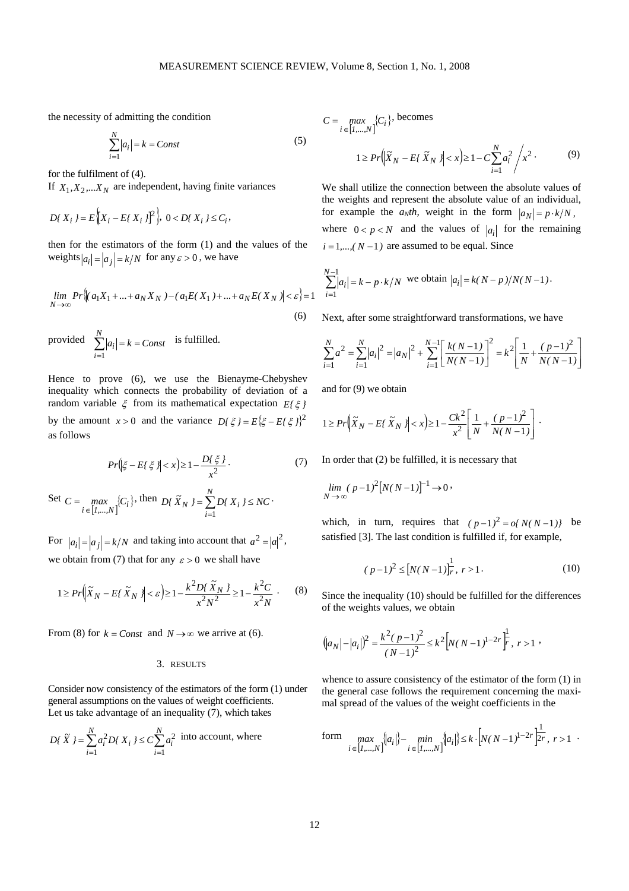the necessity of admitting the condition

$$\sum_{i=1}^{N} |a_i| = k = Const \tag{5}$$

for the fulfilment of (4).

If $X_1, X_2, ... X_N$ are independent, having finite variances

$$D\{X_i\} = E\left\{\left[X_i - E\{X_i\}\right]^2\right\},\ 0 < D\{X_i\} \le C_i,$$

then for the estimators of the form (1) and the values of the weights $|a_i| = |a_j| = k/N$ for any $\varepsilon > 0$, we have

$$\lim_{N \to \infty} Pr\left\{\left|(a_1 X_1 + ... + a_N X_N) - (a_1 E(X_1) + ... + a_N E(X_N))\right| < \varepsilon\right\} = 1 \tag{6}$$

provided $\sum_{i=1}^{N} |a_i| = k = Const$ is fulfilled.

Hence to prove (6), we use the Bienayme-Chebyshev inequality which connects the probability of deviation of a random variable $\xi$ from its mathematical expectation $E\{\xi\}$ by the amount $x > 0$ and the variance $D\{\xi\} = E\{\xi - E\{\xi\}\}^2$ as follows

$$Pr\left(\left|\xi - E\{\xi\}\right| < x\right) \ge 1 - \frac{D\{\xi\}}{x^2}. \tag{7}$$

Set $C = \max_{i \in [1,...,N]} \{C_i\}$, then $D\{\tilde{X}_N\} = \sum_{i=1}^{N} D\{X_i\} \le NC$.

For $|a_i| = |a_j| = k/N$ and taking into account that $a^2 = |a|^2$, we obtain from (7) that for any $\varepsilon > 0$ we shall have

$$1 \ge Pr\left(\left|\tilde{X}_N - E\{\tilde{X}_N\}\right| < \varepsilon\right) \ge 1 - \frac{k^2 D\{\tilde{X}_N\}}{x^2 N^2} \ge 1 - \frac{k^2 C}{x^2 N}. \tag{8}$$

From (8) for $k = Const$ and $N \to \infty$ we arrive at (6).

## 3. RESULTS

Consider now consistency of the estimators of the form (1) under general assumptions on the values of weight coefficients.
Let us take advantage of an inequality (7), which takes

$D\{\tilde{X}\} = \sum_{i=1}^{N} a_i^2 D\{X_i\} \le C \sum_{i=1}^{N} a_i^2$ into account, where $C = \max_{i \in [1,...,N]} \{C_i\}$, becomes

$$1 \ge Pr\left(\left|\tilde{X}_N - E\{\tilde{X}_N\}\right| < x\right) \ge 1 - C \sum_{i=1}^{N} a_i^2 \Big/ x^2. \tag{9}$$

We shall utilize the connection between the absolute values of the weights and represent the absolute value of an individual, for example the $a_N$th, weight in the form $|a_N| = p \cdot k/N$, where $0 < p < N$ and the values of $|a_i|$ for the remaining $i = 1,...,(N-1)$ are assumed to be equal. Since

$\sum_{i=1}^{N-1} |a_i| = k - p \cdot k/N$ we obtain $|a_i| = k(N-p)/N(N-1)$.

Next, after some straightforward transformations, we have

$$\sum_{i=1}^{N} a^2 = \sum_{i=1}^{N} |a_i|^2 = |a_N|^2 + \sum_{i=1}^{N-1} \left[\frac{k(N-1)}{N(N-1)}\right]^2 = k^2 \left[\frac{1}{N} + \frac{(p-1)^2}{N(N-1)}\right]$$

and for (9) we obtain

$$1 \ge Pr\left(\left|\tilde{X}_N - E\{\tilde{X}_N\}\right| < x\right) \ge 1 - \frac{Ck^2}{x^2}\left[\frac{1}{N} + \frac{(p-1)^2}{N(N-1)}\right].$$

In order that (2) be fulfilled, it is necessary that

$$\lim_{N \to \infty} (p-1)^2 \left[N(N-1)\right]^{-1} \to 0,$$

which, in turn, requires that $(p-1)^2 = o\{N(N-1)\}$ be satisfied [3]. The last condition is fulfilled if, for example,

$$(p-1)^2 \le \left[N(N-1)\right]^{\frac{1}{r}},\ r > 1. \tag{10}$$

Since the inequality (10) should be fulfilled for the differences of the weights values, we obtain

$$\left(|a_N| - |a_i|\right)^2 = \frac{k^2 (p-1)^2}{(N-1)^2} \le k^2 \left[N(N-1)^{1-2r}\right]^{\frac{1}{r}},\ r > 1,$$

whence to assure consistency of the estimator of the form (1) in the general case follows the requirement concerning the maximal spread of the values of the weight coefficients in the form $\max_{i \in [1,...,N]} \{|a_i|\} - \min_{i \in [1,...,N]} \{|a_i|\} \le k \cdot \left[N(N-1)^{1-2r}\right]^{\frac{1}{2r}},\ r > 1$.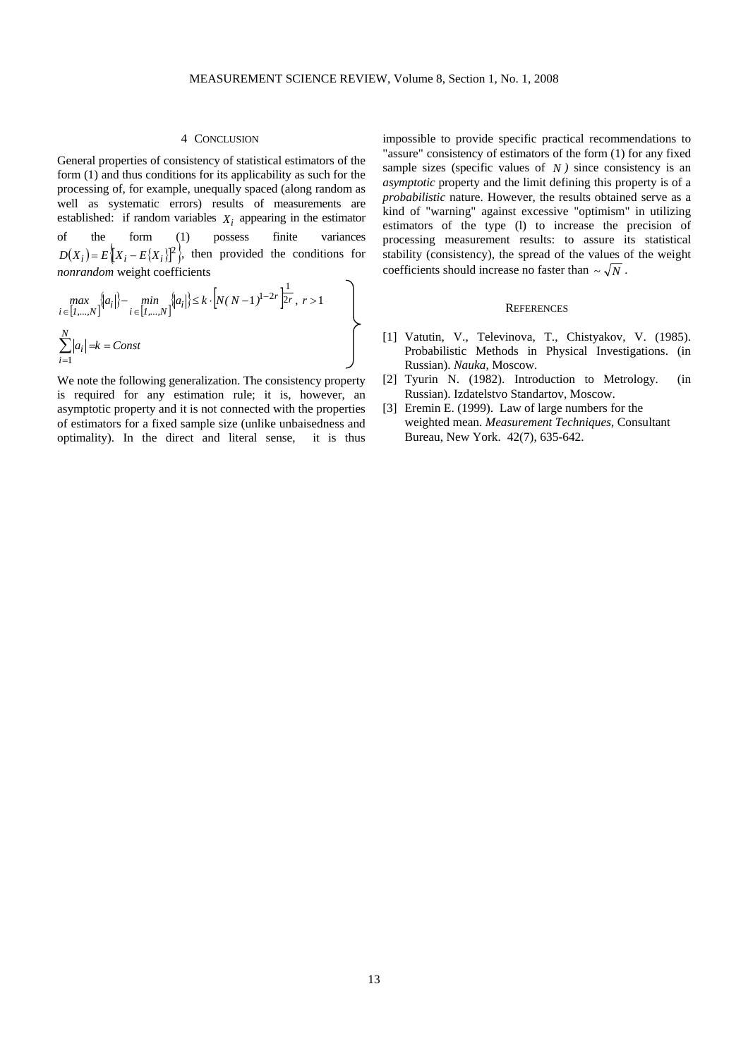## 4 CONCLUSION

General properties of consistency of statistical estimators of the form (1) and thus conditions for its applicability as such for the processing of, for example, unequally spaced (along random as well as systematic errors) results of measurements are established: if random variables $X_i$ appearing in the estimator of the form (1) possess finite variances $D(X_i) = E\{[X_i - E\{X_i\}]^2\}$, then provided the conditions for *nonrandom* weight coefficients

$$\left.\begin{array}{l} \max\limits_{i \in [1,\ldots,N]} \{|a_i|\} - \min\limits_{i \in [1,\ldots,N]} \{|a_i|\} \le k \cdot \left[N(N-1)^{1-2r}\right]^{\frac{1}{2r}},\ r > 1 \\ \sum\limits_{i=1}^{N} |a_i| = k = Const \end{array}\right\}$$

We note the following generalization. The consistency property is required for any estimation rule; it is, however, an asymptotic property and it is not connected with the properties of estimators for a fixed sample size (unlike unbaisedness and optimality). In the direct and literal sense, it is thus impossible to provide specific practical recommendations to "assure" consistency of estimators of the form (1) for any fixed sample sizes (specific values of $N$) since consistency is an *asymptotic* property and the limit defining this property is of a *probabilistic* nature. However, the results obtained serve as a kind of "warning" against excessive "optimism" in utilizing estimators of the type (l) to increase the precision of processing measurement results: to assure its statistical stability (consistency), the spread of the values of the weight coefficients should increase no faster than $\sim \sqrt{N}$.

## REFERENCES

[1] Vatutin, V., Televinova, T., Chistyakov, V. (1985). Probabilistic Methods in Physical Investigations. (in Russian). *Nauka*, Moscow.

[2] Tyurin N. (1982). Introduction to Metrology. (in Russian). Izdatelstvo Standartov, Moscow.

[3] Eremin E. (1999). Law of large numbers for the weighted mean. *Measurement Techniques*, Consultant Bureau, New York. 42(7), 635-642.